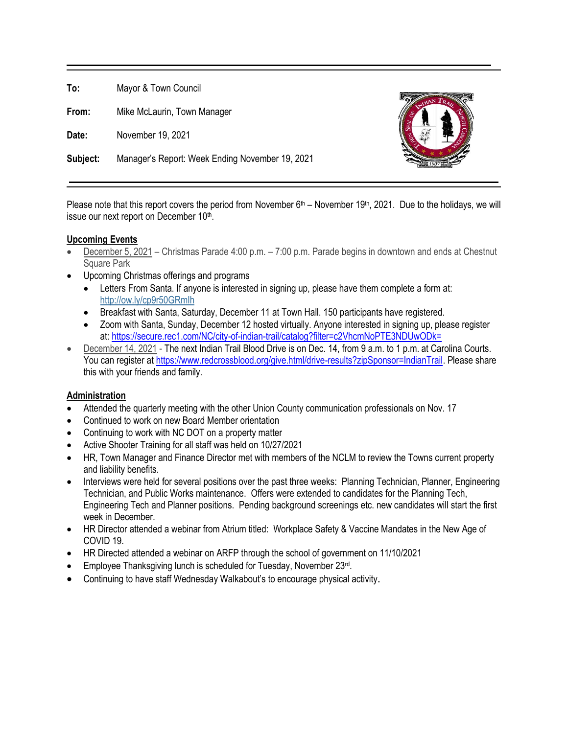**To:** Mayor & Town Council

**From:** Mike McLaurin, Town Manager

**Date:** November 19, 2021

**Subject:** Manager's Report: Week Ending November 19, 2021

---

Please note that this report covers the period from November 6th – November 19th, 2021. Due to the holidays, we will issue our next report on December 10th.

## Upcoming Events

- December 5, 2021 – Christmas Parade 4:00 p.m. – 7:00 p.m. Parade begins in downtown and ends at Chestnut Square Park
- Upcoming Christmas offerings and programs
  - Letters From Santa. If anyone is interested in signing up, please have them complete a form at: http://ow.ly/cp9r50GRmlh
  - Breakfast with Santa, Saturday, December 11 at Town Hall. 150 participants have registered.
  - Zoom with Santa, Sunday, December 12 hosted virtually. Anyone interested in signing up, please register at: https://secure.rec1.com/NC/city-of-indian-trail/catalog?filter=c2VhcmNoPTE3NDUwODk=
- December 14, 2021 - The next Indian Trail Blood Drive is on Dec. 14, from 9 a.m. to 1 p.m. at Carolina Courts. You can register at https://www.redcrossblood.org/give.html/drive-results?zipSponsor=IndianTrail. Please share this with your friends and family.

## Administration

- Attended the quarterly meeting with the other Union County communication professionals on Nov. 17
- Continued to work on new Board Member orientation
- Continuing to work with NC DOT on a property matter
- Active Shooter Training for all staff was held on 10/27/2021
- HR, Town Manager and Finance Director met with members of the NCLM to review the Towns current property and liability benefits.
- Interviews were held for several positions over the past three weeks: Planning Technician, Planner, Engineering Technician, and Public Works maintenance. Offers were extended to candidates for the Planning Tech, Engineering Tech and Planner positions. Pending background screenings etc. new candidates will start the first week in December.
- HR Director attended a webinar from Atrium titled: Workplace Safety & Vaccine Mandates in the New Age of COVID 19.
- HR Directed attended a webinar on ARFP through the school of government on 11/10/2021
- Employee Thanksgiving lunch is scheduled for Tuesday, November 23rd.
- Continuing to have staff Wednesday Walkabout's to encourage physical activity.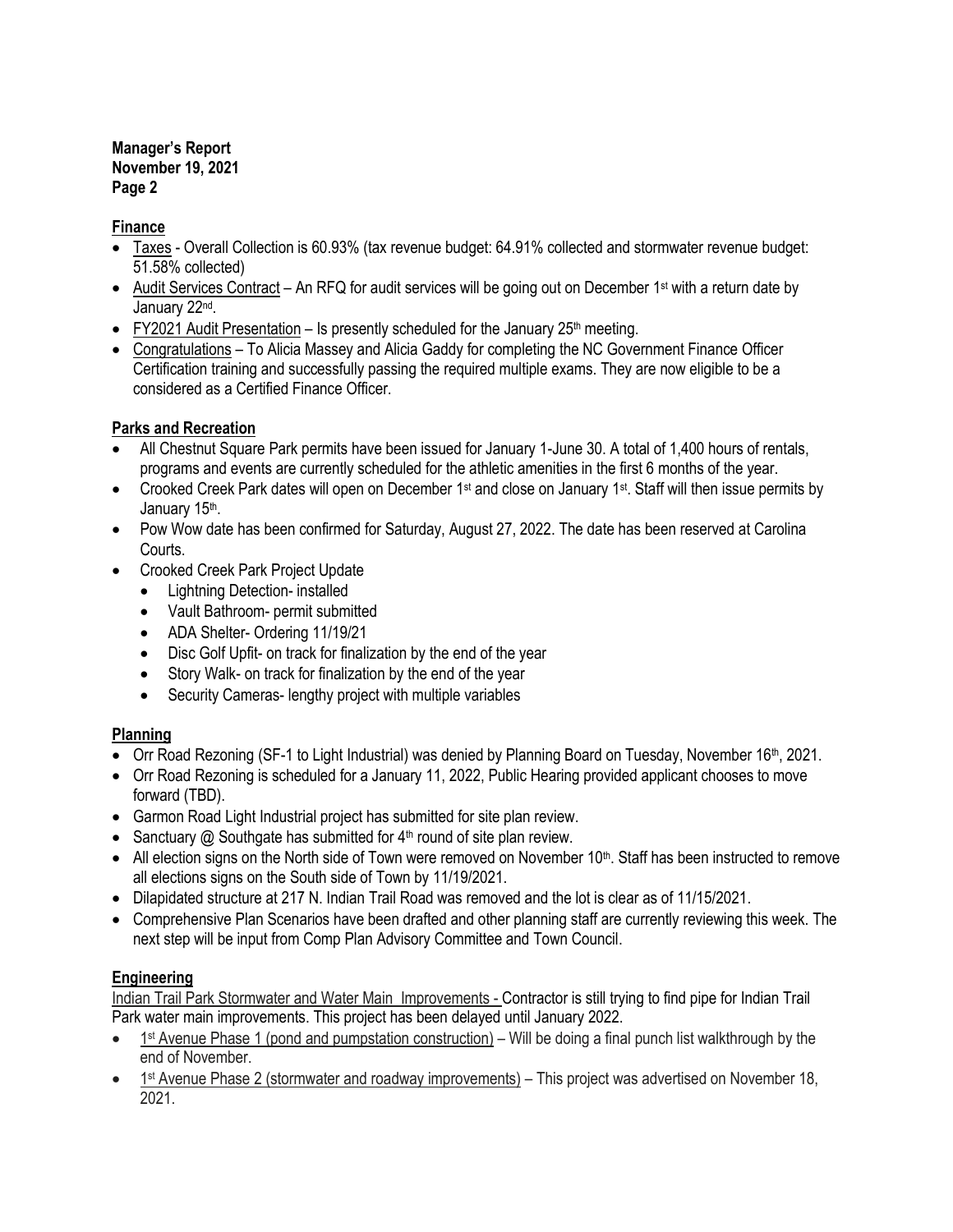**Manager's Report**
**November 19, 2021**

## Finance

- <u>Taxes</u> - Overall Collection is 60.93% (tax revenue budget: 64.91% collected and stormwater revenue budget: 51.58% collected)
- <u>Audit Services Contract</u> – An RFQ for audit services will be going out on December 1st with a return date by January 22nd.
- <u>FY2021 Audit Presentation</u> – Is presently scheduled for the January 25th meeting.
- <u>Congratulations</u> – To Alicia Massey and Alicia Gaddy for completing the NC Government Finance Officer Certification training and successfully passing the required multiple exams. They are now eligible to be a considered as a Certified Finance Officer.

## Parks and Recreation

- All Chestnut Square Park permits have been issued for January 1-June 30. A total of 1,400 hours of rentals, programs and events are currently scheduled for the athletic amenities in the first 6 months of the year.
- Crooked Creek Park dates will open on December 1st and close on January 1st. Staff will then issue permits by January 15th.
- Pow Wow date has been confirmed for Saturday, August 27, 2022. The date has been reserved at Carolina Courts.
- Crooked Creek Park Project Update
  - Lightning Detection- installed
  - Vault Bathroom- permit submitted
  - ADA Shelter- Ordering 11/19/21
  - Disc Golf Upfit- on track for finalization by the end of the year
  - Story Walk- on track for finalization by the end of the year
  - Security Cameras- lengthy project with multiple variables

## Planning

- Orr Road Rezoning (SF-1 to Light Industrial) was denied by Planning Board on Tuesday, November 16th, 2021.
- Orr Road Rezoning is scheduled for a January 11, 2022, Public Hearing provided applicant chooses to move forward (TBD).
- Garmon Road Light Industrial project has submitted for site plan review.
- Sanctuary @ Southgate has submitted for 4th round of site plan review.
- All election signs on the North side of Town were removed on November 10th. Staff has been instructed to remove all elections signs on the South side of Town by 11/19/2021.
- Dilapidated structure at 217 N. Indian Trail Road was removed and the lot is clear as of 11/15/2021.
- Comprehensive Plan Scenarios have been drafted and other planning staff are currently reviewing this week. The next step will be input from Comp Plan Advisory Committee and Town Council.

## Engineering

<u>Indian Trail Park Stormwater and Water Main Improvements -</u> Contractor is still trying to find pipe for Indian Trail Park water main improvements. This project has been delayed until January 2022.

- <u>1st Avenue Phase 1 (pond and pumpstation construction)</u> – Will be doing a final punch list walkthrough by the end of November.
- <u>1st Avenue Phase 2 (stormwater and roadway improvements)</u> – This project was advertised on November 18, 2021.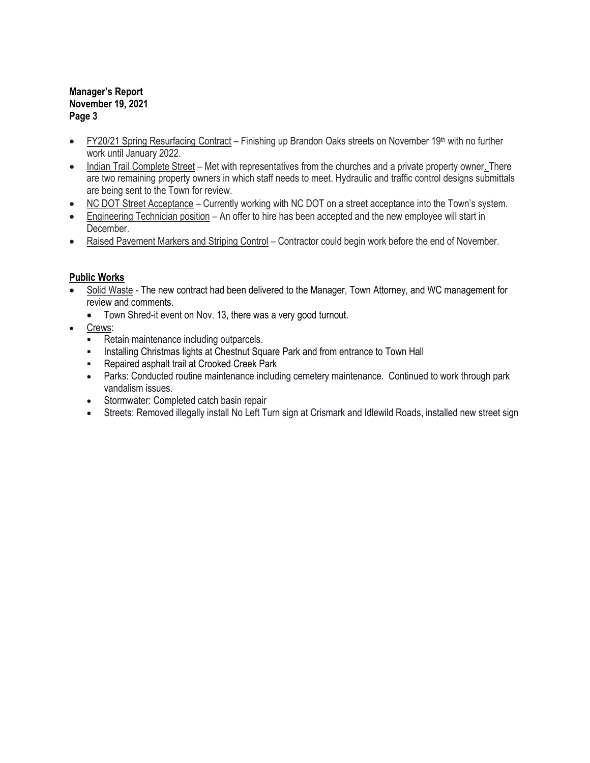- FY20/21 Spring Resurfacing Contract – Finishing up Brandon Oaks streets on November 19th with no further work until January 2022.
- Indian Trail Complete Street – Met with representatives from the churches and a private property owner. There are two remaining property owners in which staff needs to meet. Hydraulic and traffic control designs submittals are being sent to the Town for review.
- NC DOT Street Acceptance – Currently working with NC DOT on a street acceptance into the Town's system.
- Engineering Technician position – An offer to hire has been accepted and the new employee will start in December.
- Raised Pavement Markers and Striping Control – Contractor could begin work before the end of November.

## Public Works

- Solid Waste - The new contract had been delivered to the Manager, Town Attorney, and WC management for review and comments.
  - Town Shred-it event on Nov. 13, there was a very good turnout.
- Crews:
  - Retain maintenance including outparcels.
  - Installing Christmas lights at Chestnut Square Park and from entrance to Town Hall
  - Repaired asphalt trail at Crooked Creek Park
  - Parks: Conducted routine maintenance including cemetery maintenance. Continued to work through park vandalism issues.
  - Stormwater: Completed catch basin repair
  - Streets: Removed illegally install No Left Turn sign at Crismark and Idlewild Roads, installed new street sign